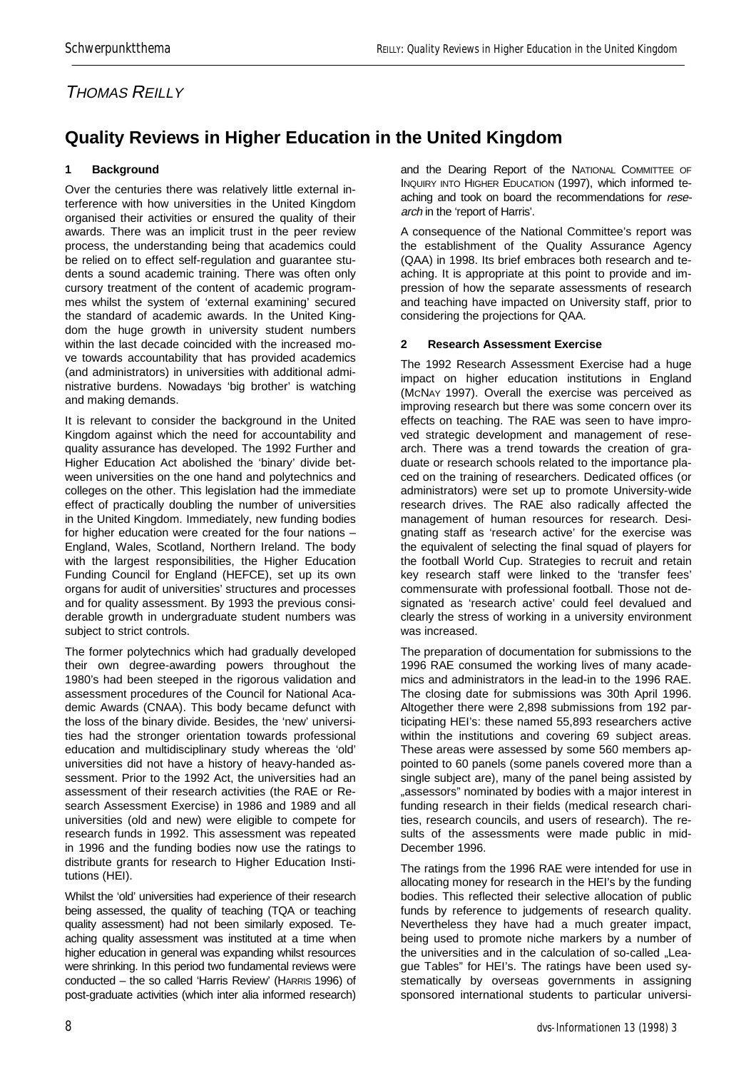*THOMAS REILLY*

# Quality Reviews in Higher Education in the United Kingdom

## 1 Background

Over the centuries there was relatively little external interference with how universities in the United Kingdom organised their activities or ensured the quality of their awards. There was an implicit trust in the peer review process, the understanding being that academics could be relied on to effect self-regulation and guarantee students a sound academic training. There was often only cursory treatment of the content of academic programmes whilst the system of 'external examining' secured the standard of academic awards. In the United Kingdom the huge growth in university student numbers within the last decade coincided with the increased move towards accountability that has provided academics (and administrators) in universities with additional administrative burdens. Nowadays 'big brother' is watching and making demands.

It is relevant to consider the background in the United Kingdom against which the need for accountability and quality assurance has developed. The 1992 Further and Higher Education Act abolished the 'binary' divide between universities on the one hand and polytechnics and colleges on the other. This legislation had the immediate effect of practically doubling the number of universities in the United Kingdom. Immediately, new funding bodies for higher education were created for the four nations – England, Wales, Scotland, Northern Ireland. The body with the largest responsibilities, the Higher Education Funding Council for England (HEFCE), set up its own organs for audit of universities' structures and processes and for quality assessment. By 1993 the previous considerable growth in undergraduate student numbers was subject to strict controls.

The former polytechnics which had gradually developed their own degree-awarding powers throughout the 1980's had been steeped in the rigorous validation and assessment procedures of the Council for National Academic Awards (CNAA). This body became defunct with the loss of the binary divide. Besides, the 'new' universities had the stronger orientation towards professional education and multidisciplinary study whereas the 'old' universities did not have a history of heavy-handed assessment. Prior to the 1992 Act, the universities had an assessment of their research activities (the RAE or Research Assessment Exercise) in 1986 and 1989 and all universities (old and new) were eligible to compete for research funds in 1992. This assessment was repeated in 1996 and the funding bodies now use the ratings to distribute grants for research to Higher Education Institutions (HEI).

Whilst the 'old' universities had experience of their research being assessed, the quality of teaching (TQA or teaching quality assessment) had not been similarly exposed. Teaching quality assessment was instituted at a time when higher education in general was expanding whilst resources were shrinking. In this period two fundamental reviews were conducted – the so called 'Harris Review' (HARRIS 1996) of post-graduate activities (which inter alia informed research) and the Dearing Report of the NATIONAL COMMITTEE OF INQUIRY INTO HIGHER EDUCATION (1997), which informed teaching and took on board the recommendations for *research* in the 'report of Harris'.

A consequence of the National Committee's report was the establishment of the Quality Assurance Agency (QAA) in 1998. Its brief embraces both research and teaching. It is appropriate at this point to provide and impression of how the separate assessments of research and teaching have impacted on University staff, prior to considering the projections for QAA.

## 2 Research Assessment Exercise

The 1992 Research Assessment Exercise had a huge impact on higher education institutions in England (MCNAY 1997). Overall the exercise was perceived as improving research but there was some concern over its effects on teaching. The RAE was seen to have improved strategic development and management of research. There was a trend towards the creation of graduate or research schools related to the importance placed on the training of researchers. Dedicated offices (or administrators) were set up to promote University-wide research drives. The RAE also radically affected the management of human resources for research. Designating staff as 'research active' for the exercise was the equivalent of selecting the final squad of players for the football World Cup. Strategies to recruit and retain key research staff were linked to the 'transfer fees' commensurate with professional football. Those not designated as 'research active' could feel devalued and clearly the stress of working in a university environment was increased.

The preparation of documentation for submissions to the 1996 RAE consumed the working lives of many academics and administrators in the lead-in to the 1996 RAE. The closing date for submissions was 30th April 1996. Altogether there were 2,898 submissions from 192 participating HEI's: these named 55,893 researchers active within the institutions and covering 69 subject areas. These areas were assessed by some 560 members appointed to 60 panels (some panels covered more than a single subject are), many of the panel being assisted by „assessors" nominated by bodies with a major interest in funding research in their fields (medical research charities, research councils, and users of research). The results of the assessments were made public in mid-December 1996.

The ratings from the 1996 RAE were intended for use in allocating money for research in the HEI's by the funding bodies. This reflected their selective allocation of public funds by reference to judgements of research quality. Nevertheless they have had a much greater impact, being used to promote niche markers by a number of the universities and in the calculation of so-called „League Tables" for HEI's. The ratings have been used systematically by overseas governments in assigning sponsored international students to particular universi-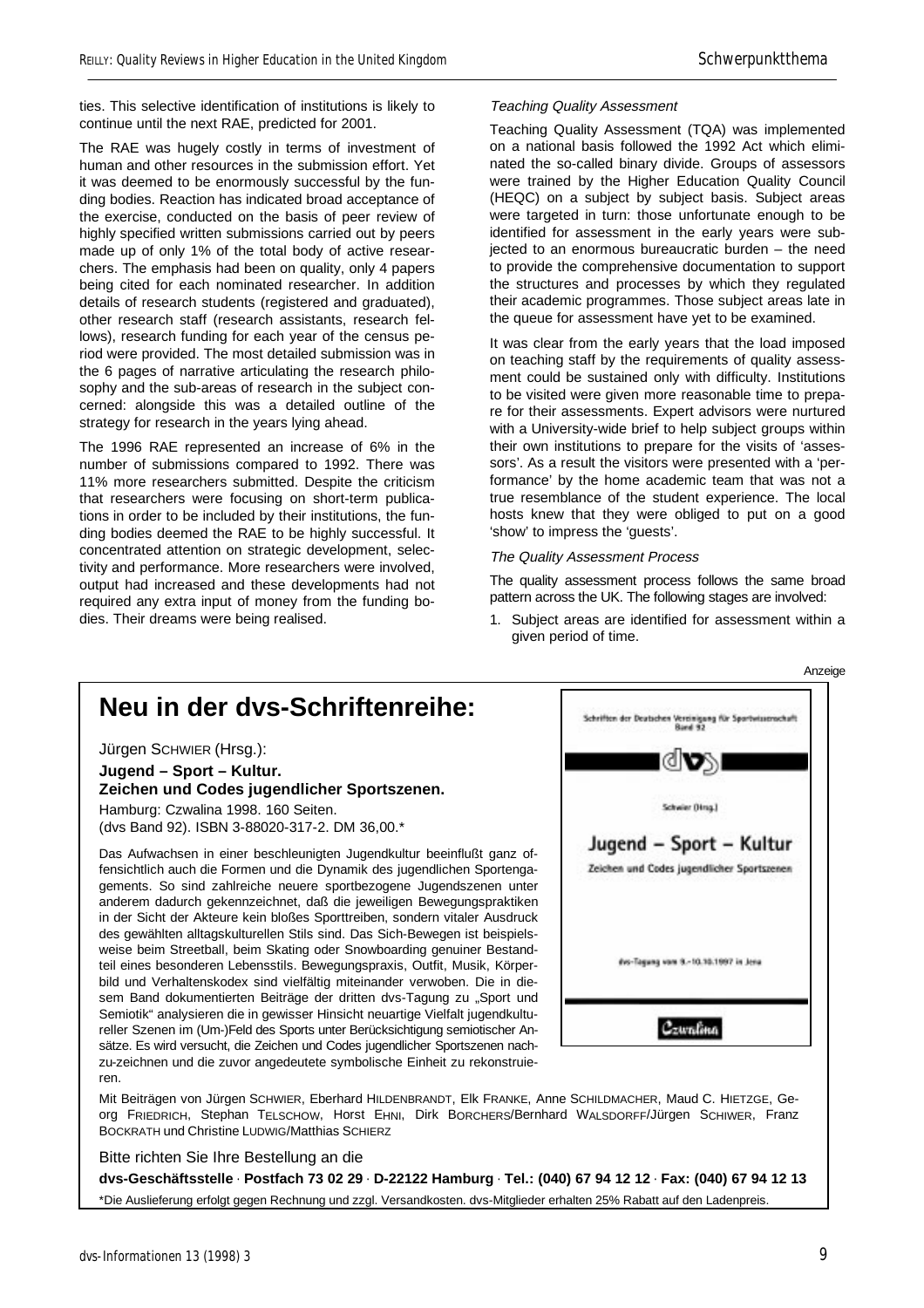ties. This selective identification of institutions is likely to continue until the next RAE, predicted for 2001.

The RAE was hugely costly in terms of investment of human and other resources in the submission effort. Yet it was deemed to be enormously successful by the funding bodies. Reaction has indicated broad acceptance of the exercise, conducted on the basis of peer review of highly specified written submissions carried out by peers made up of only 1% of the total body of active researchers. The emphasis had been on quality, only 4 papers being cited for each nominated researcher. In addition details of research students (registered and graduated), other research staff (research assistants, research fellows), research funding for each year of the census period were provided. The most detailed submission was in the 6 pages of narrative articulating the research philosophy and the sub-areas of research in the subject concerned: alongside this was a detailed outline of the strategy for research in the years lying ahead.

The 1996 RAE represented an increase of 6% in the number of submissions compared to 1992. There was 11% more researchers submitted. Despite the criticism that researchers were focusing on short-term publications in order to be included by their institutions, the funding bodies deemed the RAE to be highly successful. It concentrated attention on strategic development, selectivity and performance. More researchers were involved, output had increased and these developments had not required any extra input of money from the funding bodies. Their dreams were being realised.

*Teaching Quality Assessment*

Teaching Quality Assessment (TQA) was implemented on a national basis followed the 1992 Act which eliminated the so-called binary divide. Groups of assessors were trained by the Higher Education Quality Council (HEQC) on a subject by subject basis. Subject areas were targeted in turn: those unfortunate enough to be identified for assessment in the early years were subjected to an enormous bureaucratic burden – the need to provide the comprehensive documentation to support the structures and processes by which they regulated their academic programmes. Those subject areas late in the queue for assessment have yet to be examined.

It was clear from the early years that the load imposed on teaching staff by the requirements of quality assessment could be sustained only with difficulty. Institutions to be visited were given more reasonable time to prepare for their assessments. Expert advisors were nurtured with a University-wide brief to help subject groups within their own institutions to prepare for the visits of 'assessors'. As a result the visitors were presented with a 'performance' by the home academic team that was not a true resemblance of the student experience. The local hosts knew that they were obliged to put on a good 'show' to impress the 'guests'.

*The Quality Assessment Process*

The quality assessment process follows the same broad pattern across the UK. The following stages are involved:

1. Subject areas are identified for assessment within a given period of time.

Anzeige

# Neu in der dvs-Schriftenreihe:

Jürgen SCHWIER (Hrsg.):

**Jugend – Sport – Kultur.**
**Zeichen und Codes jugendlicher Sportszenen.**

Hamburg: Czwalina 1998. 160 Seiten.
(dvs Band 92). ISBN 3-88020-317-2. DM 36,00.*

Das Aufwachsen in einer beschleunigten Jugendkultur beeinflußt ganz offensichtlich auch die Formen und die Dynamik des jugendlichen Sportengagements. So sind zahlreiche neuere sportbezogene Jugendszenen unter anderem dadurch gekennzeichnet, daß die jeweiligen Bewegungspraktiken in der Sicht der Akteure kein bloßes Sporttreiben, sondern vitaler Ausdruck des gewählten alltagskulturellen Stils sind. Das Sich-Bewegen ist beispielsweise beim Streetball, beim Skating oder Snowboarding genuiner Bestandteil eines besonderen Lebensstils. Bewegungspraxis, Outfit, Musik, Körperbild und Verhaltenskodex sind vielfältig miteinander verwoben. Die in diesem Band dokumentierten Beiträge der dritten dvs-Tagung zu „Sport und Semiotik" analysieren die in gewisser Hinsicht neuartige Vielfalt jugendkultureller Szenen im (Um-)Feld des Sports unter Berücksichtigung semiotischer Ansätze. Es wird versucht, die Zeichen und Codes jugendlicher Sportszenen nachzu-zeichnen und die zuvor angedeutete symbolische Einheit zu rekonstruieren.

Schriften der Deutschen Vereinigung für Sportwissenschaft Band 92

dvs

Schwier (Hrsg.)

Jugend – Sport – Kultur

Zeichen und Codes jugendlicher Sportszenen

dvs-Tagung vom 9.–10.10.1997 in Jena

Czwalina

Mit Beiträgen von Jürgen SCHWIER, Eberhard HILDENBRANDT, Elk FRANKE, Anne SCHILDMACHER, Maud C. HIETZGE, Georg FRIEDRICH, Stephan TELSCHOW, Horst EHNI, Dirk BORCHERS/Bernhard WALSDORFF/Jürgen SCHIWER, Franz BOCKRATH und Christine LUDWIG/Matthias SCHIERZ

Bitte richten Sie Ihre Bestellung an die

**dvs-Geschäftsstelle · Postfach 73 02 29 · D-22122 Hamburg · Tel.: (040) 67 94 12 12 · Fax: (040) 67 94 12 13**

*Die Auslieferung erfolgt gegen Rechnung und zzgl. Versandkosten. dvs-Mitglieder erhalten 25% Rabatt auf den Ladenpreis.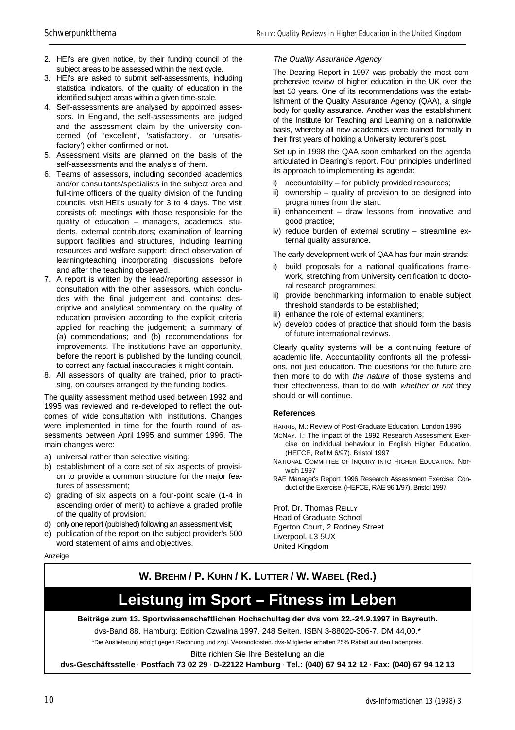2. HEI's are given notice, by their funding council of the subject areas to be assessed within the next cycle.
3. HEI's are asked to submit self-assessments, including statistical indicators, of the quality of education in the identified subject areas within a given time-scale.
4. Self-assessments are analysed by appointed assessors. In England, the self-assessments are judged and the assessment claim by the university concerned (of 'excellent', 'satisfactory', or 'unsatisfactory') either confirmed or not.
5. Assessment visits are planned on the basis of the self-assessments and the analysis of them.
6. Teams of assessors, including seconded academics and/or consultants/specialists in the subject area and full-time officers of the quality division of the funding councils, visit HEI's usually for 3 to 4 days. The visit consists of: meetings with those responsible for the quality of education – managers, academics, students, external contributors; examination of learning support facilities and structures, including learning resources and welfare support; direct observation of learning/teaching incorporating discussions before and after the teaching observed.
7. A report is written by the lead/reporting assessor in consultation with the other assessors, which concludes with the final judgement and contains: descriptive and analytical commentary on the quality of education provision according to the explicit criteria applied for reaching the judgement; a summary of (a) commendations; and (b) recommendations for improvements. The institutions have an opportunity, before the report is published by the funding council, to correct any factual inaccuracies it might contain.
8. All assessors of quality are trained, prior to practising, on courses arranged by the funding bodies.

The quality assessment method used between 1992 and 1995 was reviewed and re-developed to reflect the outcomes of wide consultation with institutions. Changes were implemented in time for the fourth round of assessments between April 1995 and summer 1996. The main changes were:

a) universal rather than selective visiting;
b) establishment of a core set of six aspects of provision to provide a common structure for the major features of assessment;
c) grading of six aspects on a four-point scale (1-4 in ascending order of merit) to achieve a graded profile of the quality of provision;
d) only one report (published) following an assessment visit;
e) publication of the report on the subject provider's 500 word statement of aims and objectives.

*The Quality Assurance Agency*

The Dearing Report in 1997 was probably the most comprehensive review of higher education in the UK over the last 50 years. One of its recommendations was the establishment of the Quality Assurance Agency (QAA), a single body for quality assurance. Another was the establishment of the Institute for Teaching and Learning on a nationwide basis, whereby all new academics were trained formally in their first years of holding a University lecturer's post.

Set up in 1998 the QAA soon embarked on the agenda articulated in Dearing's report. Four principles underlined its approach to implementing its agenda:

i) accountability – for publicly provided resources;
ii) ownership – quality of provision to be designed into programmes from the start;
iii) enhancement – draw lessons from innovative and good practice;
iv) reduce burden of external scrutiny – streamline external quality assurance.

The early development work of QAA has four main strands:

i) build proposals for a national qualifications framework, stretching from University certification to doctoral research programmes;
ii) provide benchmarking information to enable subject threshold standards to be established;
iii) enhance the role of external examiners;
iv) develop codes of practice that should form the basis of future international reviews.

Clearly quality systems will be a continuing feature of academic life. Accountability confronts all the professions, not just education. The questions for the future are then more to do with *the nature* of those systems and their effectiveness, than to do with *whether or not* they should or will continue.

**References**

HARRIS, M.: Review of Post-Graduate Education. London 1996

MCNAY, I.: The impact of the 1992 Research Assessment Exercise on individual behaviour in English Higher Education. (HEFCE, Ref M 6/97). Bristol 1997

NATIONAL COMMITTEE OF INQUIRY INTO HIGHER EDUCATION. Norwich 1997

RAE Manager's Report: 1996 Research Assessment Exercise: Conduct of the Exercise. (HEFCE, RAE 96 1/97). Bristol 1997

Prof. Dr. Thomas REILLY
Head of Graduate School
Egerton Court, 2 Rodney Street
Liverpool, L3 5UX
United Kingdom

Anzeige

**W. BREHM / P. KUHN / K. LUTTER / W. WABEL (Red.)**

# Leistung im Sport – Fitness im Leben

**Beiträge zum 13. Sportwissenschaftlichen Hochschultag der dvs vom 22.-24.9.1997 in Bayreuth.**

dvs-Band 88. Hamburg: Edition Czwalina 1997. 248 Seiten. ISBN 3-88020-306-7. DM 44,00.*

*Die Auslieferung erfolgt gegen Rechnung und zzgl. Versandkosten. dvs-Mitglieder erhalten 25% Rabatt auf den Ladenpreis.

Bitte richten Sie Ihre Bestellung an die

**dvs-Geschäftsstelle · Postfach 73 02 29 · D-22122 Hamburg · Tel.: (040) 67 94 12 12 · Fax: (040) 67 94 12 13**